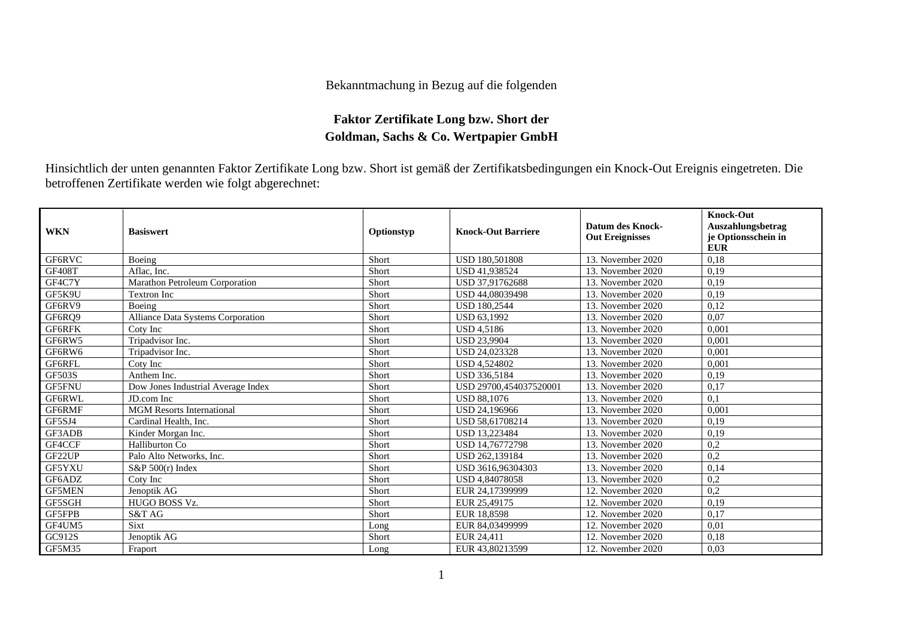Bekanntmachung in Bezug auf die folgenden

# Faktor Zertifikate Long bzw. Short der Goldman, Sachs & Co. Wertpapier GmbH

Hinsichtlich der unten genannten Faktor Zertifikate Long bzw. Short ist gemäß der Zertifikatsbedingungen ein Knock-Out Ereignis eingetreten. Die betroffenen Zertifikate werden wie folgt abgerechnet:

| WKN | Basiswert | Optionstyp | Knock-Out Barriere | Datum des Knock-Out Ereignisses | Knock-Out Auszahlungsbetrag je Optionsschein in EUR |
|---|---|---|---|---|---|
| GF6RVC | Boeing | Short | USD 180,501808 | 13. November 2020 | 0,18 |
| GF408T | Aflac, Inc. | Short | USD 41,938524 | 13. November 2020 | 0,19 |
| GF4C7Y | Marathon Petroleum Corporation | Short | USD 37,91762688 | 13. November 2020 | 0,19 |
| GF5K9U | Textron Inc | Short | USD 44,08039498 | 13. November 2020 | 0,19 |
| GF6RV9 | Boeing | Short | USD 180,2544 | 13. November 2020 | 0,12 |
| GF6RQ9 | Alliance Data Systems Corporation | Short | USD 63,1992 | 13. November 2020 | 0,07 |
| GF6RFK | Coty Inc | Short | USD 4,5186 | 13. November 2020 | 0,001 |
| GF6RW5 | Tripadvisor Inc. | Short | USD 23,9904 | 13. November 2020 | 0,001 |
| GF6RW6 | Tripadvisor Inc. | Short | USD 24,023328 | 13. November 2020 | 0,001 |
| GF6RFL | Coty Inc | Short | USD 4,524802 | 13. November 2020 | 0,001 |
| GF503S | Anthem Inc. | Short | USD 336,5184 | 13. November 2020 | 0,19 |
| GF5FNU | Dow Jones Industrial Average Index | Short | USD 29700,454037520001 | 13. November 2020 | 0,17 |
| GF6RWL | JD.com Inc | Short | USD 88,1076 | 13. November 2020 | 0,1 |
| GF6RMF | MGM Resorts International | Short | USD 24,196966 | 13. November 2020 | 0,001 |
| GF5SJ4 | Cardinal Health, Inc. | Short | USD 58,61708214 | 13. November 2020 | 0,19 |
| GF3ADB | Kinder Morgan Inc. | Short | USD 13,223484 | 13. November 2020 | 0,19 |
| GF4CCF | Halliburton Co | Short | USD 14,76772798 | 13. November 2020 | 0,2 |
| GF22UP | Palo Alto Networks, Inc. | Short | USD 262,139184 | 13. November 2020 | 0,2 |
| GF5YXU | S&P 500(r) Index | Short | USD 3616,96304303 | 13. November 2020 | 0,14 |
| GF6ADZ | Coty Inc | Short | USD 4,84078058 | 13. November 2020 | 0,2 |
| GF5MEN | Jenoptik AG | Short | EUR 24,17399999 | 12. November 2020 | 0,2 |
| GF5SGH | HUGO BOSS Vz. | Short | EUR 25,49175 | 12. November 2020 | 0,19 |
| GF5FPB | S&T AG | Short | EUR 18,8598 | 12. November 2020 | 0,17 |
| GF4UM5 | Sixt | Long | EUR 84,03499999 | 12. November 2020 | 0,01 |
| GC912S | Jenoptik AG | Short | EUR 24,411 | 12. November 2020 | 0,18 |
| GF5M35 | Fraport | Long | EUR 43,80213599 | 12. November 2020 | 0,03 |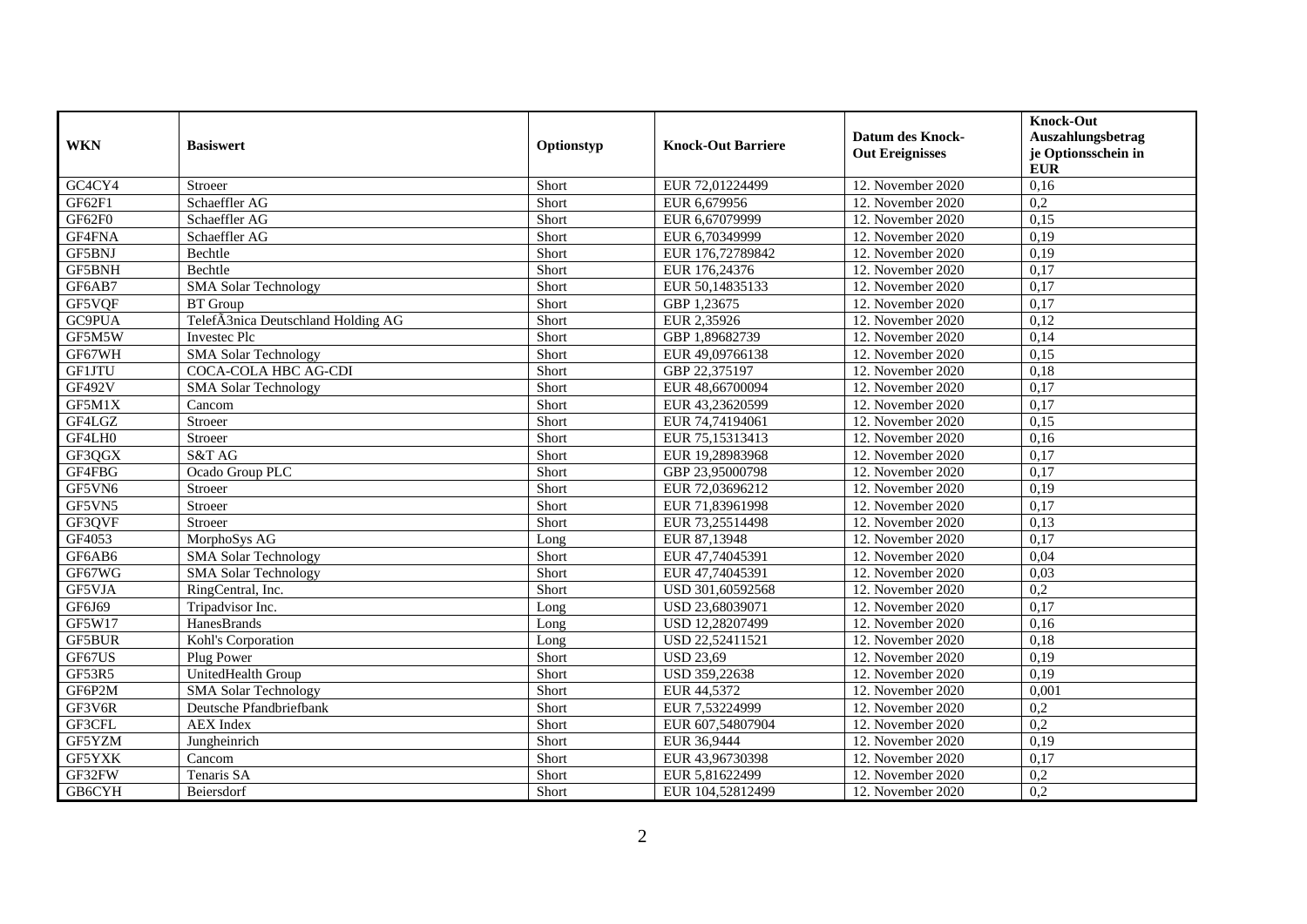| WKN | Basiswert | Optionstyp | Knock-Out Barriere | Datum des Knock-Out Ereignisses | Knock-Out Auszahlungsbetrag je Optionsschein in EUR |
|---|---|---|---|---|---|
| GC4CY4 | Stroeer | Short | EUR 72,01224499 | 12. November 2020 | 0,16 |
| GF62F1 | Schaeffler AG | Short | EUR 6,679956 | 12. November 2020 | 0,2 |
| GF62F0 | Schaeffler AG | Short | EUR 6,67079999 | 12. November 2020 | 0,15 |
| GF4FNA | Schaeffler AG | Short | EUR 6,70349999 | 12. November 2020 | 0,19 |
| GF5BNJ | Bechtle | Short | EUR 176,72789842 | 12. November 2020 | 0,19 |
| GF5BNH | Bechtle | Short | EUR 176,24376 | 12. November 2020 | 0,17 |
| GF6AB7 | SMA Solar Technology | Short | EUR 50,14835133 | 12. November 2020 | 0,17 |
| GF5VQF | BT Group | Short | GBP 1,23675 | 12. November 2020 | 0,17 |
| GC9PUA | TelefÃ3nica Deutschland Holding AG | Short | EUR 2,35926 | 12. November 2020 | 0,12 |
| GF5M5W | Investec Plc | Short | GBP 1,89682739 | 12. November 2020 | 0,14 |
| GF67WH | SMA Solar Technology | Short | EUR 49,09766138 | 12. November 2020 | 0,15 |
| GF1JTU | COCA-COLA HBC AG-CDI | Short | GBP 22,375197 | 12. November 2020 | 0,18 |
| GF492V | SMA Solar Technology | Short | EUR 48,66700094 | 12. November 2020 | 0,17 |
| GF5M1X | Cancom | Short | EUR 43,23620599 | 12. November 2020 | 0,17 |
| GF4LGZ | Stroeer | Short | EUR 74,74194061 | 12. November 2020 | 0,15 |
| GF4LH0 | Stroeer | Short | EUR 75,15313413 | 12. November 2020 | 0,16 |
| GF3QGX | S&T AG | Short | EUR 19,28983968 | 12. November 2020 | 0,17 |
| GF4FBG | Ocado Group PLC | Short | GBP 23,95000798 | 12. November 2020 | 0,17 |
| GF5VN6 | Stroeer | Short | EUR 72,03696212 | 12. November 2020 | 0,19 |
| GF5VN5 | Stroeer | Short | EUR 71,83961998 | 12. November 2020 | 0,17 |
| GF3QVF | Stroeer | Short | EUR 73,25514498 | 12. November 2020 | 0,13 |
| GF4053 | MorphoSys AG | Long | EUR 87,13948 | 12. November 2020 | 0,17 |
| GF6AB6 | SMA Solar Technology | Short | EUR 47,74045391 | 12. November 2020 | 0,04 |
| GF67WG | SMA Solar Technology | Short | EUR 47,74045391 | 12. November 2020 | 0,03 |
| GF5VJA | RingCentral, Inc. | Short | USD 301,60592568 | 12. November 2020 | 0,2 |
| GF6J69 | Tripadvisor Inc. | Long | USD 23,68039071 | 12. November 2020 | 0,17 |
| GF5W17 | HanesBrands | Long | USD 12,28207499 | 12. November 2020 | 0,16 |
| GF5BUR | Kohl's Corporation | Long | USD 22,52411521 | 12. November 2020 | 0,18 |
| GF67US | Plug Power | Short | USD 23,69 | 12. November 2020 | 0,19 |
| GF53R5 | UnitedHealth Group | Short | USD 359,22638 | 12. November 2020 | 0,19 |
| GF6P2M | SMA Solar Technology | Short | EUR 44,5372 | 12. November 2020 | 0,001 |
| GF3V6R | Deutsche Pfandbriefbank | Short | EUR 7,53224999 | 12. November 2020 | 0,2 |
| GF3CFL | AEX Index | Short | EUR 607,54807904 | 12. November 2020 | 0,2 |
| GF5YZM | Jungheinrich | Short | EUR 36,9444 | 12. November 2020 | 0,19 |
| GF5YXK | Cancom | Short | EUR 43,96730398 | 12. November 2020 | 0,17 |
| GF32FW | Tenaris SA | Short | EUR 5,81622499 | 12. November 2020 | 0,2 |
| GB6CYH | Beiersdorf | Short | EUR 104,52812499 | 12. November 2020 | 0,2 |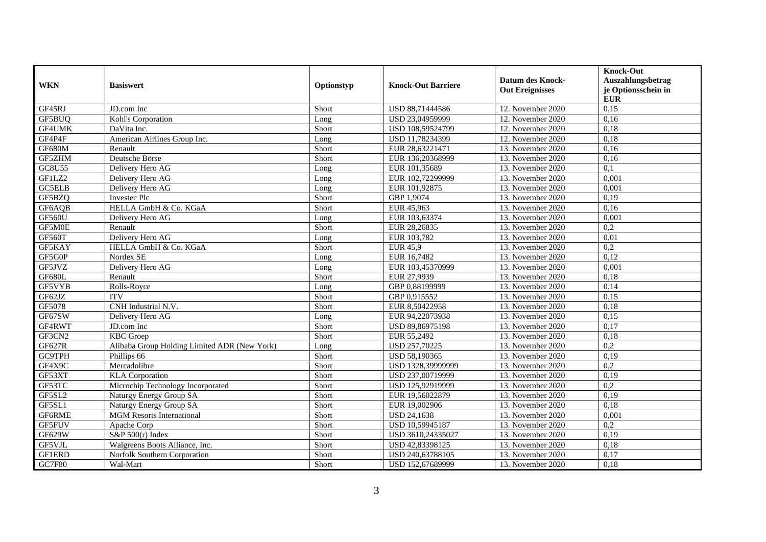| WKN | Basiswert | Optionstyp | Knock-Out Barriere | Datum des Knock-Out Ereignisses | Knock-Out Auszahlungsbetrag je Optionsschein in EUR |
|---|---|---|---|---|---|
| GF45RJ | JD.com Inc | Short | USD 88,71444586 | 12. November 2020 | 0,15 |
| GF5BUQ | Kohl's Corporation | Long | USD 23,04959999 | 12. November 2020 | 0,16 |
| GF4UMK | DaVita Inc. | Short | USD 108,59524799 | 12. November 2020 | 0,18 |
| GF4P4F | American Airlines Group Inc. | Long | USD 11,78234399 | 12. November 2020 | 0,18 |
| GF680M | Renault | Short | EUR 28,63221471 | 13. November 2020 | 0,16 |
| GF5ZHM | Deutsche Börse | Short | EUR 136,20368999 | 13. November 2020 | 0,16 |
| GC8U55 | Delivery Hero AG | Long | EUR 101,35689 | 13. November 2020 | 0,1 |
| GF1LZ2 | Delivery Hero AG | Long | EUR 102,72299999 | 13. November 2020 | 0,001 |
| GC5ELB | Delivery Hero AG | Long | EUR 101,92875 | 13. November 2020 | 0,001 |
| GF5BZQ | Investec Plc | Short | GBP 1,9074 | 13. November 2020 | 0,19 |
| GF6AQB | HELLA GmbH & Co. KGaA | Short | EUR 45,963 | 13. November 2020 | 0,16 |
| GF560U | Delivery Hero AG | Long | EUR 103,63374 | 13. November 2020 | 0,001 |
| GF5M0E | Renault | Short | EUR 28,26835 | 13. November 2020 | 0,2 |
| GF560T | Delivery Hero AG | Long | EUR 103,782 | 13. November 2020 | 0,01 |
| GF5KAY | HELLA GmbH & Co. KGaA | Short | EUR 45,9 | 13. November 2020 | 0,2 |
| GF5G0P | Nordex SE | Long | EUR 16,7482 | 13. November 2020 | 0,12 |
| GF5JVZ | Delivery Hero AG | Long | EUR 103,45370999 | 13. November 2020 | 0,001 |
| GF680L | Renault | Short | EUR 27,9939 | 13. November 2020 | 0,18 |
| GF5VYB | Rolls-Royce | Long | GBP 0,88199999 | 13. November 2020 | 0,14 |
| GF62JZ | ITV | Short | GBP 0,915552 | 13. November 2020 | 0,15 |
| GF5078 | CNH Industrial N.V. | Short | EUR 8,50422958 | 13. November 2020 | 0,18 |
| GF67SW | Delivery Hero AG | Long | EUR 94,22073938 | 13. November 2020 | 0,15 |
| GF4RWT | JD.com Inc | Short | USD 89,86975198 | 13. November 2020 | 0,17 |
| GF3CN2 | KBC Groep | Short | EUR 55,2492 | 13. November 2020 | 0,18 |
| GF627R | Alibaba Group Holding Limited ADR (New York) | Long | USD 257,70225 | 13. November 2020 | 0,2 |
| GC9TPH | Phillips 66 | Short | USD 58,190365 | 13. November 2020 | 0,19 |
| GF4X9C | Mercadolibre | Short | USD 1328,39999999 | 13. November 2020 | 0,2 |
| GF53XT | KLA Corporation | Short | USD 237,00719999 | 13. November 2020 | 0,19 |
| GF53TC | Microchip Technology Incorporated | Short | USD 125,92919999 | 13. November 2020 | 0,2 |
| GF5SL2 | Naturgy Energy Group SA | Short | EUR 19,56022879 | 13. November 2020 | 0,19 |
| GF5SL1 | Naturgy Energy Group SA | Short | EUR 19,002906 | 13. November 2020 | 0,18 |
| GF6RME | MGM Resorts International | Short | USD 24,1638 | 13. November 2020 | 0,001 |
| GF5FUV | Apache Corp | Short | USD 10,59945187 | 13. November 2020 | 0,2 |
| GF629W | S&P 500(r) Index | Short | USD 3610,24335027 | 13. November 2020 | 0,19 |
| GF5VJL | Walgreens Boots Alliance, Inc. | Short | USD 42,83398125 | 13. November 2020 | 0,18 |
| GF1ERD | Norfolk Southern Corporation | Short | USD 240,63788105 | 13. November 2020 | 0,17 |
| GC7F80 | Wal-Mart | Short | USD 152,67689999 | 13. November 2020 | 0,18 |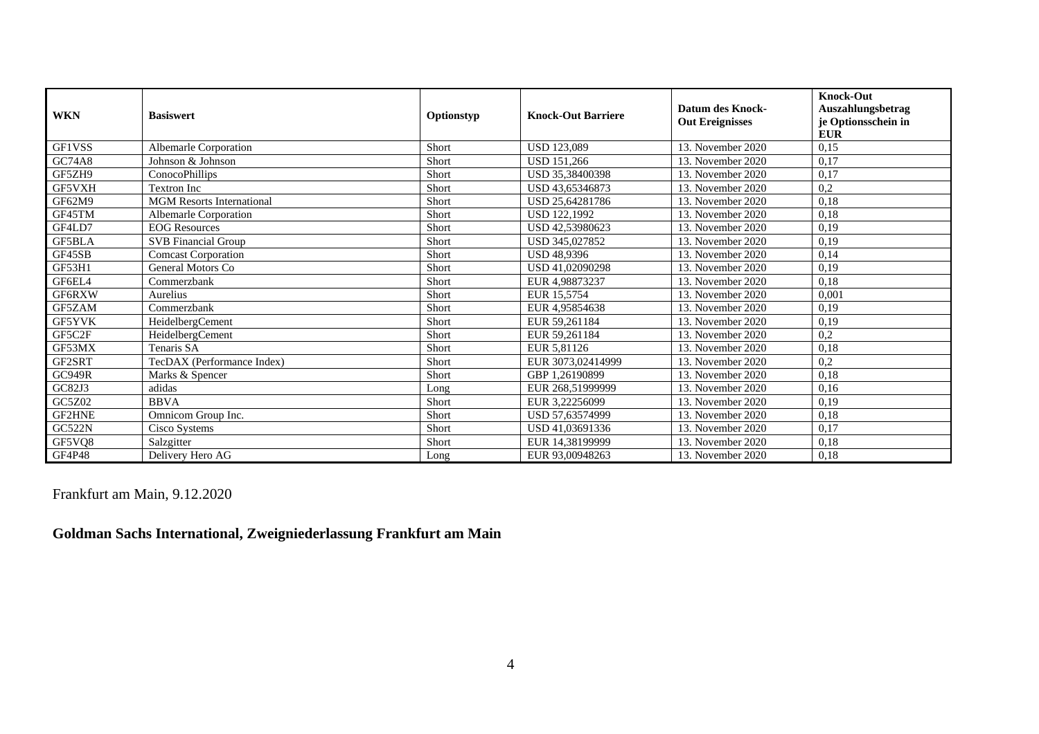| WKN | Basiswert | Optionstyp | Knock-Out Barriere | Datum des Knock-Out Ereignisses | Knock-Out Auszahlungsbetrag je Optionsschein in EUR |
|---|---|---|---|---|---|
| GF1VSS | Albemarle Corporation | Short | USD 123,089 | 13. November 2020 | 0,15 |
| GC74A8 | Johnson & Johnson | Short | USD 151,266 | 13. November 2020 | 0,17 |
| GF5ZH9 | ConocoPhillips | Short | USD 35,38400398 | 13. November 2020 | 0,17 |
| GF5VXH | Textron Inc | Short | USD 43,65346873 | 13. November 2020 | 0,2 |
| GF62M9 | MGM Resorts International | Short | USD 25,64281786 | 13. November 2020 | 0,18 |
| GF45TM | Albemarle Corporation | Short | USD 122,1992 | 13. November 2020 | 0,18 |
| GF4LD7 | EOG Resources | Short | USD 42,53980623 | 13. November 2020 | 0,19 |
| GF5BLA | SVB Financial Group | Short | USD 345,027852 | 13. November 2020 | 0,19 |
| GF45SB | Comcast Corporation | Short | USD 48,9396 | 13. November 2020 | 0,14 |
| GF53H1 | General Motors Co | Short | USD 41,02090298 | 13. November 2020 | 0,19 |
| GF6EL4 | Commerzbank | Short | EUR 4,98873237 | 13. November 2020 | 0,18 |
| GF6RXW | Aurelius | Short | EUR 15,5754 | 13. November 2020 | 0,001 |
| GF5ZAM | Commerzbank | Short | EUR 4,95854638 | 13. November 2020 | 0,19 |
| GF5YVK | HeidelbergCement | Short | EUR 59,261184 | 13. November 2020 | 0,19 |
| GF5C2F | HeidelbergCement | Short | EUR 59,261184 | 13. November 2020 | 0,2 |
| GF53MX | Tenaris SA | Short | EUR 5,81126 | 13. November 2020 | 0,18 |
| GF2SRT | TecDAX (Performance Index) | Short | EUR 3073,02414999 | 13. November 2020 | 0,2 |
| GC949R | Marks & Spencer | Short | GBP 1,26190899 | 13. November 2020 | 0,18 |
| GC82J3 | adidas | Long | EUR 268,51999999 | 13. November 2020 | 0,16 |
| GC5Z02 | BBVA | Short | EUR 3,22256099 | 13. November 2020 | 0,19 |
| GF2HNE | Omnicom Group Inc. | Short | USD 57,63574999 | 13. November 2020 | 0,18 |
| GC522N | Cisco Systems | Short | USD 41,03691336 | 13. November 2020 | 0,17 |
| GF5VQ8 | Salzgitter | Short | EUR 14,38199999 | 13. November 2020 | 0,18 |
| GF4P48 | Delivery Hero AG | Long | EUR 93,00948263 | 13. November 2020 | 0,18 |

Frankfurt am Main, 9.12.2020

**Goldman Sachs International, Zweigniederlassung Frankfurt am Main**